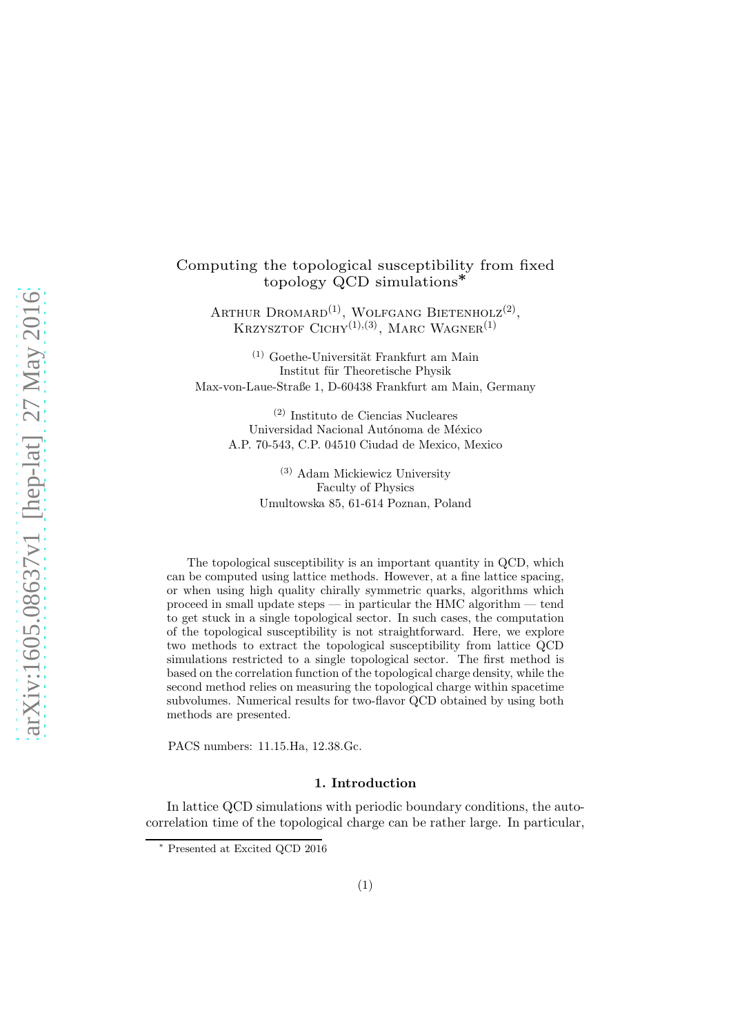# Computing the topological susceptibility from fixed topology QCD simulations*

Arthur Dromard[(1)], Wolfgang Bietenholz[(2)], Krzysztof Cichy[(1),(3)], Marc Wagner[(1)]

[(1)] Goethe-Universität Frankfurt am Main
Institut für Theoretische Physik
Max-von-Laue-Straße 1, D-60438 Frankfurt am Main, Germany

[(2)] Instituto de Ciencias Nucleares
Universidad Nacional Autónoma de México
A.P. 70-543, C.P. 04510 Ciudad de Mexico, Mexico

[(3)] Adam Mickiewicz University
Faculty of Physics
Umultowska 85, 61-614 Poznan, Poland

The topological susceptibility is an important quantity in QCD, which can be computed using lattice methods. However, at a fine lattice spacing, or when using high quality chirally symmetric quarks, algorithms which proceed in small update steps — in particular the HMC algorithm — tend to get stuck in a single topological sector. In such cases, the computation of the topological susceptibility is not straightforward. Here, we explore two methods to extract the topological susceptibility from lattice QCD simulations restricted to a single topological sector. The first method is based on the correlation function of the topological charge density, while the second method relies on measuring the topological charge within spacetime subvolumes. Numerical results for two-flavor QCD obtained by using both methods are presented.

PACS numbers: 11.15.Ha, 12.38.Gc.

## 1. Introduction

In lattice QCD simulations with periodic boundary conditions, the autocorrelation time of the topological charge can be rather large. In particular,

* Presented at Excited QCD 2016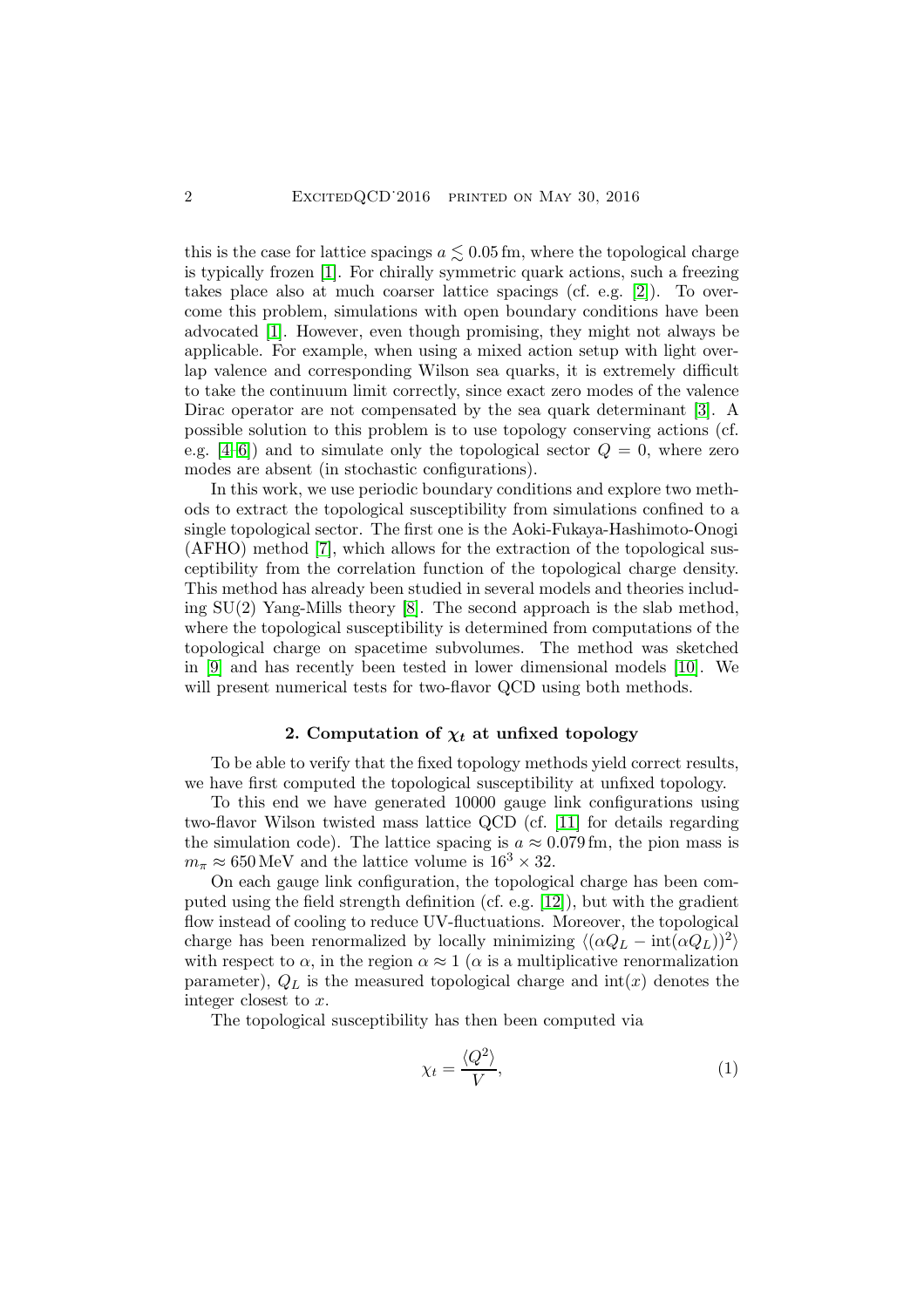this is the case for lattice spacings $a \lesssim 0.05\,\text{fm}$, where the topological charge is typically frozen [1]. For chirally symmetric quark actions, such a freezing takes place also at much coarser lattice spacings (cf. e.g. [2]). To overcome this problem, simulations with open boundary conditions have been advocated [1]. However, even though promising, they might not always be applicable. For example, when using a mixed action setup with light overlap valence and corresponding Wilson sea quarks, it is extremely difficult to take the continuum limit correctly, since exact zero modes of the valence Dirac operator are not compensated by the sea quark determinant [3]. A possible solution to this problem is to use topology conserving actions (cf. e.g. [4–6]) and to simulate only the topological sector $Q = 0$, where zero modes are absent (in stochastic configurations).

In this work, we use periodic boundary conditions and explore two methods to extract the topological susceptibility from simulations confined to a single topological sector. The first one is the Aoki-Fukaya-Hashimoto-Onogi (AFHO) method [7], which allows for the extraction of the topological susceptibility from the correlation function of the topological charge density. This method has already been studied in several models and theories including SU(2) Yang-Mills theory [8]. The second approach is the slab method, where the topological susceptibility is determined from computations of the topological charge on spacetime subvolumes. The method was sketched in [9] and has recently been tested in lower dimensional models [10]. We will present numerical tests for two-flavor QCD using both methods.

## 2. Computation of $\chi_t$ at unfixed topology

To be able to verify that the fixed topology methods yield correct results, we have first computed the topological susceptibility at unfixed topology.

To this end we have generated 10000 gauge link configurations using two-flavor Wilson twisted mass lattice QCD (cf. [11] for details regarding the simulation code). The lattice spacing is $a \approx 0.079\,\text{fm}$, the pion mass is $m_\pi \approx 650\,\text{MeV}$ and the lattice volume is $16^3 \times 32$.

On each gauge link configuration, the topological charge has been computed using the field strength definition (cf. e.g. [12]), but with the gradient flow instead of cooling to reduce UV-fluctuations. Moreover, the topological charge has been renormalized by locally minimizing $\langle(\alpha Q_L - \text{int}(\alpha Q_L))^2\rangle$ with respect to $\alpha$, in the region $\alpha \approx 1$ ($\alpha$ is a multiplicative renormalization parameter), $Q_L$ is the measured topological charge and $\text{int}(x)$ denotes the integer closest to $x$.

The topological susceptibility has then been computed via

$$\chi_t = \frac{\langle Q^2 \rangle}{V}, \tag{1}$$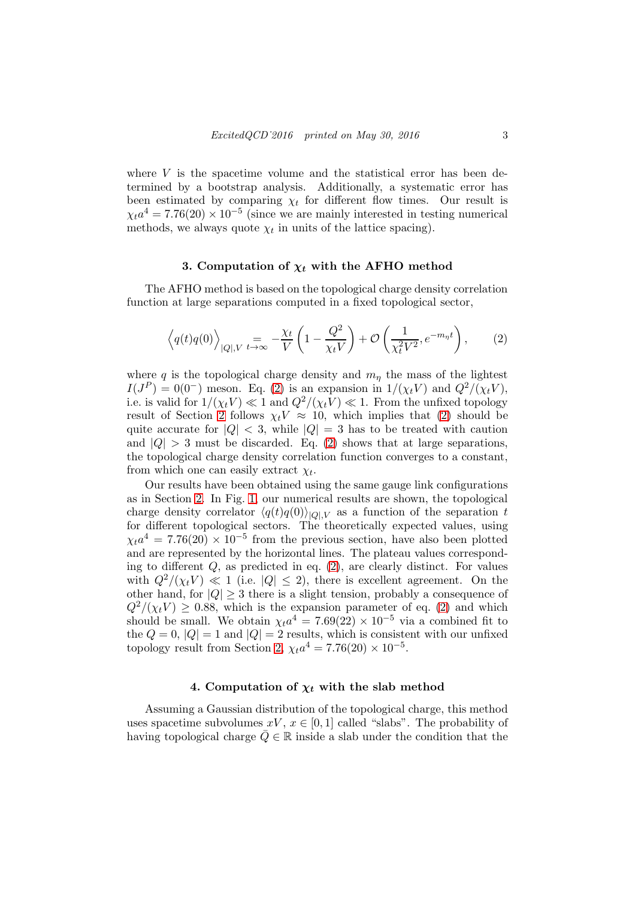where $V$ is the spacetime volume and the statistical error has been determined by a bootstrap analysis. Additionally, a systematic error has been estimated by comparing $\chi_t$ for different flow times. Our result is $\chi_t a^4 = 7.76(20) \times 10^{-5}$ (since we are mainly interested in testing numerical methods, we always quote $\chi_t$ in units of the lattice spacing).

### 3. Computation of $\chi_t$ with the AFHO method

The AFHO method is based on the topological charge density correlation function at large separations computed in a fixed topological sector,

$$\Big\langle q(t)q(0)\Big\rangle_{|Q|,V} \underset{t\to\infty}{=} -\frac{\chi_t}{V}\left(1 - \frac{Q^2}{\chi_t V}\right) + \mathcal{O}\left(\frac{1}{\chi_t^2 V^2}, e^{-m_\eta t}\right), \qquad (2)$$

where $q$ is the topological charge density and $m_\eta$ the mass of the lightest $I(J^P) = 0(0^-)$ meson. Eq. (2) is an expansion in $1/(\chi_t V)$ and $Q^2/(\chi_t V)$, i.e. is valid for $1/(\chi_t V) \ll 1$ and $Q^2/(\chi_t V) \ll 1$. From the unfixed topology result of Section 2 follows $\chi_t V \approx 10$, which implies that (2) should be quite accurate for $|Q| < 3$, while $|Q| = 3$ has to be treated with caution and $|Q| > 3$ must be discarded. Eq. (2) shows that at large separations, the topological charge density correlation function converges to a constant, from which one can easily extract $\chi_t$.

Our results have been obtained using the same gauge link configurations as in Section 2. In Fig. 1, our numerical results are shown, the topological charge density correlator $\langle q(t)q(0)\rangle_{|Q|,V}$ as a function of the separation $t$ for different topological sectors. The theoretically expected values, using $\chi_t a^4 = 7.76(20) \times 10^{-5}$ from the previous section, have also been plotted and are represented by the horizontal lines. The plateau values corresponding to different $Q$, as predicted in eq. (2), are clearly distinct. For values with $Q^2/(\chi_t V) \ll 1$ (i.e. $|Q| \leq 2$), there is excellent agreement. On the other hand, for $|Q| \geq 3$ there is a slight tension, probably a consequence of $Q^2/(\chi_t V) \geq 0.88$, which is the expansion parameter of eq. (2) and which should be small. We obtain $\chi_t a^4 = 7.69(22) \times 10^{-5}$ via a combined fit to the $Q = 0$, $|Q| = 1$ and $|Q| = 2$ results, which is consistent with our unfixed topology result from Section 2, $\chi_t a^4 = 7.76(20) \times 10^{-5}$.

### 4. Computation of $\chi_t$ with the slab method

Assuming a Gaussian distribution of the topological charge, this method uses spacetime subvolumes $xV$, $x \in [0, 1]$ called "slabs". The probability of having topological charge $\tilde{Q} \in \mathbb{R}$ inside a slab under the condition that the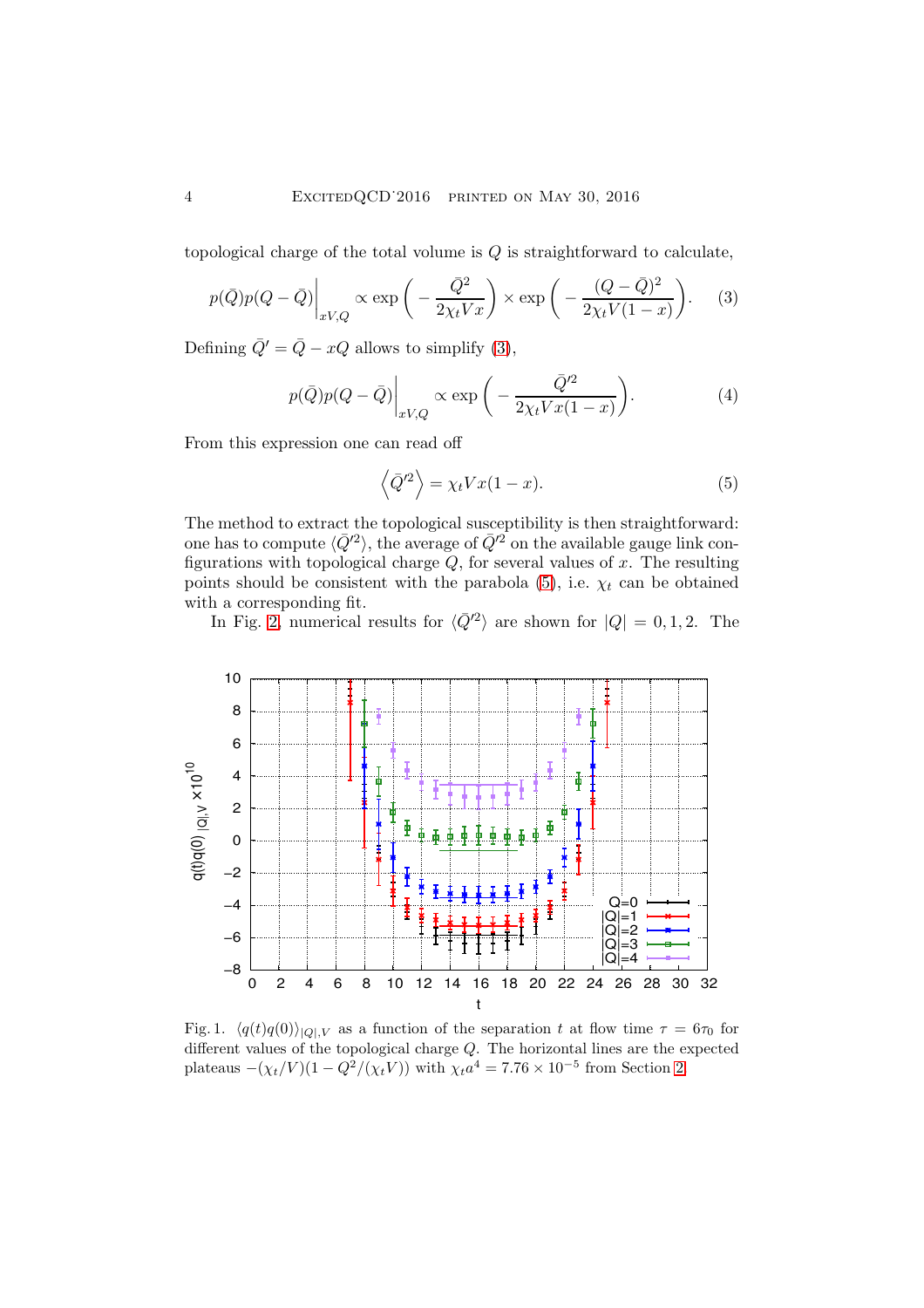topological charge of the total volume is $Q$ is straightforward to calculate,

$$p(\bar{Q})p(Q-\bar{Q})\Big|_{xV,Q} \propto \exp\bigg(-\frac{\bar{Q}^2}{2\chi_t Vx}\bigg) \times \exp\bigg(-\frac{(Q-\bar{Q})^2}{2\chi_t V(1-x)}\bigg). \quad (3)$$

Defining $\bar{Q}' = \bar{Q} - xQ$ allows to simplify (3),

$$p(\bar{Q})p(Q-\bar{Q})\Big|_{xV,Q} \propto \exp\bigg(-\frac{\bar{Q}'^2}{2\chi_t Vx(1-x)}\bigg). \quad (4)$$

From this expression one can read off

$$\Big\langle \bar{Q}'^2 \Big\rangle = \chi_t Vx(1-x). \quad (5)$$

The method to extract the topological susceptibility is then straightforward: one has to compute $\langle \bar{Q}'^2 \rangle$, the average of $\bar{Q}'^2$ on the available gauge link configurations with topological charge $Q$, for several values of $x$. The resulting points should be consistent with the parabola (5), i.e. $\chi_t$ can be obtained with a corresponding fit.

In Fig. 2, numerical results for $\langle \bar{Q}'^2 \rangle$ are shown for $|Q| = 0, 1, 2$. The

Fig. 1. $\langle q(t)q(0)\rangle_{|Q|,V}$ as a function of the separation $t$ at flow time $\tau = 6\tau_0$ for different values of the topological charge $Q$. The horizontal lines are the expected plateaus $-(\chi_t/V)(1 - Q^2/(\chi_t V))$ with $\chi_t a^4 = 7.76 \times 10^{-5}$ from Section 2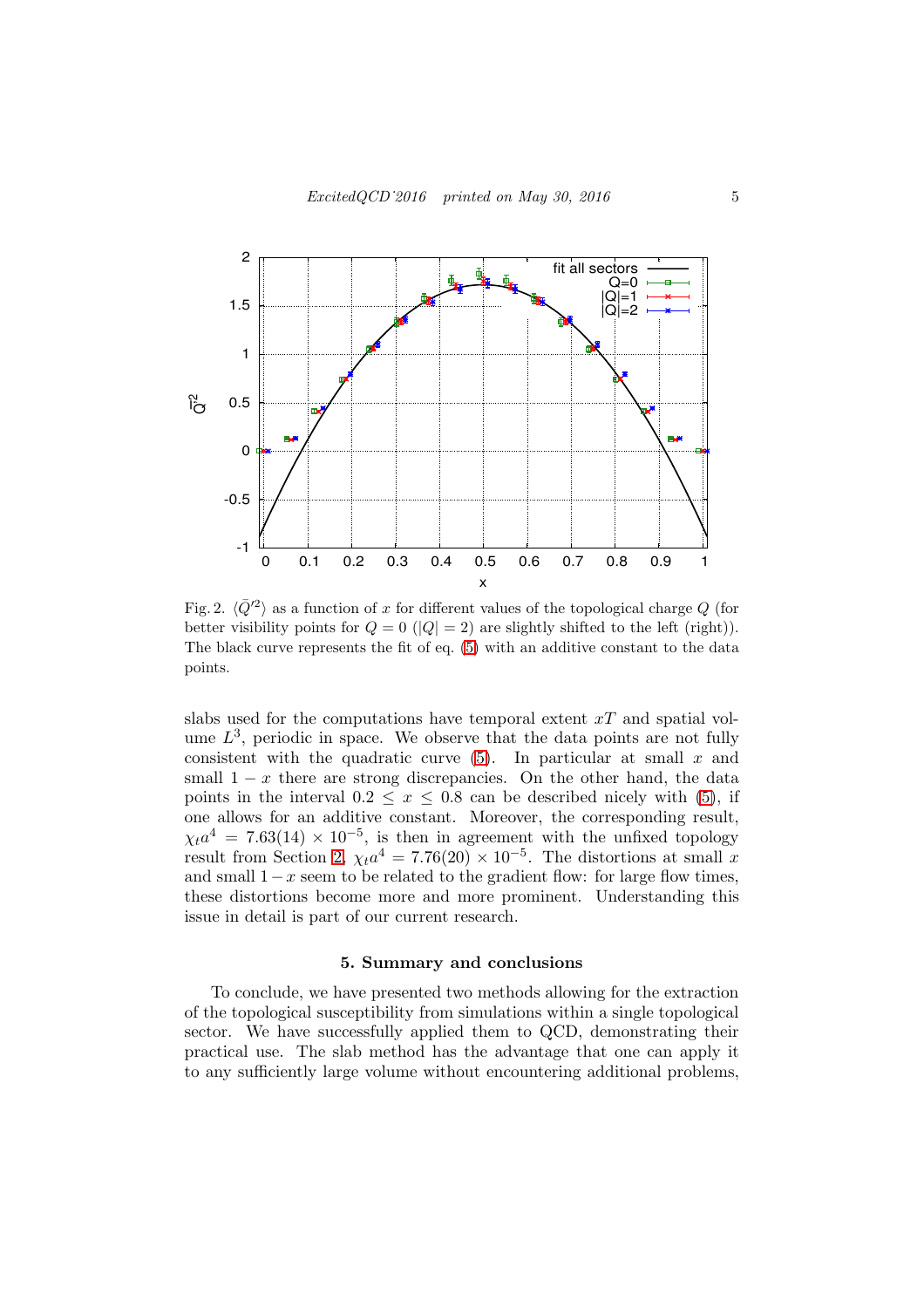Fig. 2. $\langle \bar{Q}'^2 \rangle$ as a function of $x$ for different values of the topological charge $Q$ (for better visibility points for $Q = 0$ ($|Q| = 2$) are slightly shifted to the left (right)). The black curve represents the fit of eq. (5) with an additive constant to the data points.

slabs used for the computations have temporal extent $xT$ and spatial volume $L^3$, periodic in space. We observe that the data points are not fully consistent with the quadratic curve (5). In particular at small $x$ and small $1 - x$ there are strong discrepancies. On the other hand, the data points in the interval $0.2 \leq x \leq 0.8$ can be described nicely with (5), if one allows for an additive constant. Moreover, the corresponding result, $\chi_t a^4 = 7.63(14) \times 10^{-5}$, is then in agreement with the unfixed topology result from Section 2, $\chi_t a^4 = 7.76(20) \times 10^{-5}$. The distortions at small $x$ and small $1 - x$ seem to be related to the gradient flow: for large flow times, these distortions become more and more prominent. Understanding this issue in detail is part of our current research.

## 5. Summary and conclusions

To conclude, we have presented two methods allowing for the extraction of the topological susceptibility from simulations within a single topological sector. We have successfully applied them to QCD, demonstrating their practical use. The slab method has the advantage that one can apply it to any sufficiently large volume without encountering additional problems,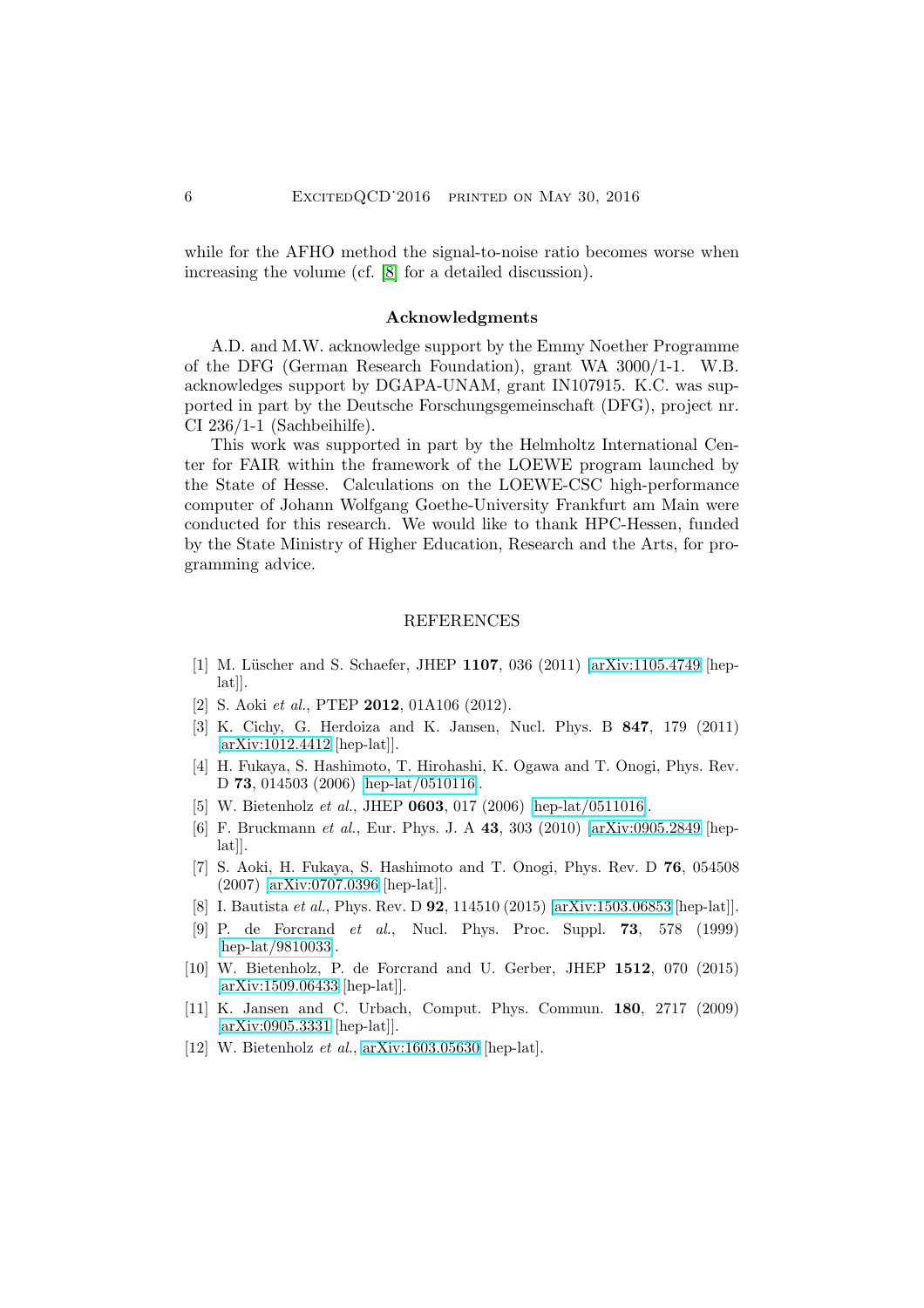while for the AFHO method the signal-to-noise ratio becomes worse when increasing the volume (cf. [8] for a detailed discussion).

### Acknowledgments

A.D. and M.W. acknowledge support by the Emmy Noether Programme of the DFG (German Research Foundation), grant WA 3000/1-1. W.B. acknowledges support by DGAPA-UNAM, grant IN107915. K.C. was supported in part by the Deutsche Forschungsgemeinschaft (DFG), project nr. CI 236/1-1 (Sachbeihilfe).

This work was supported in part by the Helmholtz International Center for FAIR within the framework of the LOEWE program launched by the State of Hesse. Calculations on the LOEWE-CSC high-performance computer of Johann Wolfgang Goethe-University Frankfurt am Main were conducted for this research. We would like to thank HPC-Hessen, funded by the State Ministry of Higher Education, Research and the Arts, for programming advice.

## REFERENCES

[1] M. Lüscher and S. Schaefer, JHEP **1107**, 036 (2011) [arXiv:1105.4749 [hep-lat]].

[2] S. Aoki *et al.*, PTEP **2012**, 01A106 (2012).

[3] K. Cichy, G. Herdoiza and K. Jansen, Nucl. Phys. B **847**, 179 (2011) [arXiv:1012.4412 [hep-lat]].

[4] H. Fukaya, S. Hashimoto, T. Hirohashi, K. Ogawa and T. Onogi, Phys. Rev. D **73**, 014503 (2006) [hep-lat/0510116].

[5] W. Bietenholz *et al.*, JHEP **0603**, 017 (2006) [hep-lat/0511016].

[6] F. Bruckmann *et al.*, Eur. Phys. J. A **43**, 303 (2010) [arXiv:0905.2849 [hep-lat]].

[7] S. Aoki, H. Fukaya, S. Hashimoto and T. Onogi, Phys. Rev. D **76**, 054508 (2007) [arXiv:0707.0396 [hep-lat]].

[8] I. Bautista *et al.*, Phys. Rev. D **92**, 114510 (2015) [arXiv:1503.06853 [hep-lat]].

[9] P. de Forcrand *et al.*, Nucl. Phys. Proc. Suppl. **73**, 578 (1999) [hep-lat/9810033].

[10] W. Bietenholz, P. de Forcrand and U. Gerber, JHEP **1512**, 070 (2015) [arXiv:1509.06433 [hep-lat]].

[11] K. Jansen and C. Urbach, Comput. Phys. Commun. **180**, 2717 (2009) [arXiv:0905.3331 [hep-lat]].

[12] W. Bietenholz *et al.*, arXiv:1603.05630 [hep-lat].